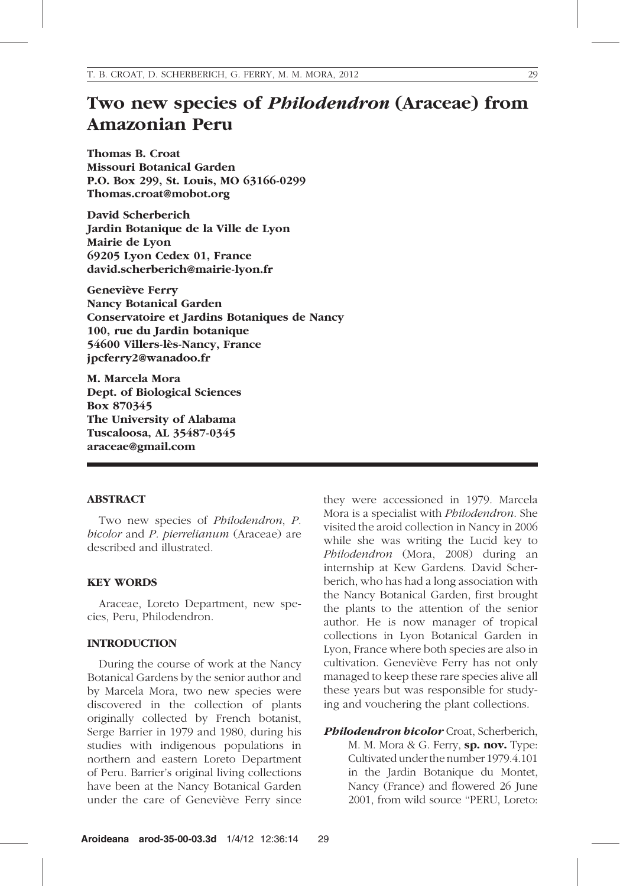# Two new species of *Philodendron* (Araceae) from Amazonian Peru

**Thomas B. Croat**
**Missouri Botanical Garden**
**P.O. Box 299, St. Louis, MO 63166-0299**
**Thomas.croat@mobot.org**

**David Scherberich**
**Jardin Botanique de la Ville de Lyon**
**Mairie de Lyon**
**69205 Lyon Cedex 01, France**
**david.scherberich@mairie-lyon.fr**

**Geneviève Ferry**
**Nancy Botanical Garden**
**Conservatoire et Jardins Botaniques de Nancy**
**100, rue du Jardin botanique**
**54600 Villers-lès-Nancy, France**
**jpcferry2@wanadoo.fr**

**M. Marcela Mora**
**Dept. of Biological Sciences**
**Box 870345**
**The University of Alabama**
**Tuscaloosa, AL 35487-0345**
**araceae@gmail.com**

## ABSTRACT

Two new species of *Philodendron*, *P. bicolor* and *P. pierrelianum* (Araceae) are described and illustrated.

## KEY WORDS

Araceae, Loreto Department, new species, Peru, Philodendron.

## INTRODUCTION

During the course of work at the Nancy Botanical Gardens by the senior author and by Marcela Mora, two new species were discovered in the collection of plants originally collected by French botanist, Serge Barrier in 1979 and 1980, during his studies with indigenous populations in northern and eastern Loreto Department of Peru. Barrier's original living collections have been at the Nancy Botanical Garden under the care of Geneviève Ferry since they were accessioned in 1979. Marcela Mora is a specialist with *Philodendron*. She visited the aroid collection in Nancy in 2006 while she was writing the Lucid key to *Philodendron* (Mora, 2008) during an internship at Kew Gardens. David Scherberich, who has had a long association with the Nancy Botanical Garden, first brought the plants to the attention of the senior author. He is now manager of tropical collections in Lyon Botanical Garden in Lyon, France where both species are also in cultivation. Geneviève Ferry has not only managed to keep these rare species alive all these years but was responsible for studying and vouchering the plant collections.

***Philodendron bicolor*** Croat, Scherberich, M. M. Mora & G. Ferry, **sp. nov.** Type: Cultivated under the number 1979.4.101 in the Jardin Botanique du Montet, Nancy (France) and flowered 26 June 2001, from wild source "PERU, Loreto: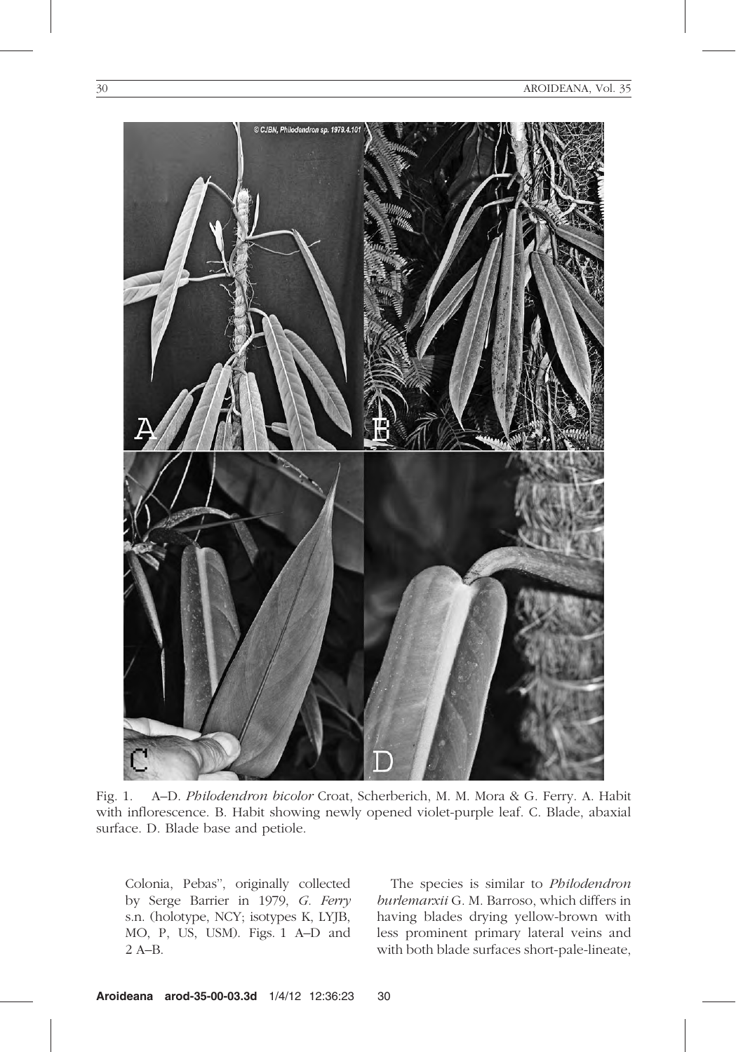Fig. 1. A–D. *Philodendron bicolor* Croat, Scherberich, M. M. Mora & G. Ferry. A. Habit with inflorescence. B. Habit showing newly opened violet-purple leaf. C. Blade, abaxial surface. D. Blade base and petiole.

Colonia, Pebas", originally collected by Serge Barrier in 1979, *G. Ferry* s.n. (holotype, NCY; isotypes K, LYJB, MO, P, US, USM). Figs. 1 A–D and 2 A–B.

The species is similar to *Philodendron burlemarxii* G. M. Barroso, which differs in having blades drying yellow-brown with less prominent primary lateral veins and with both blade surfaces short-pale-lineate,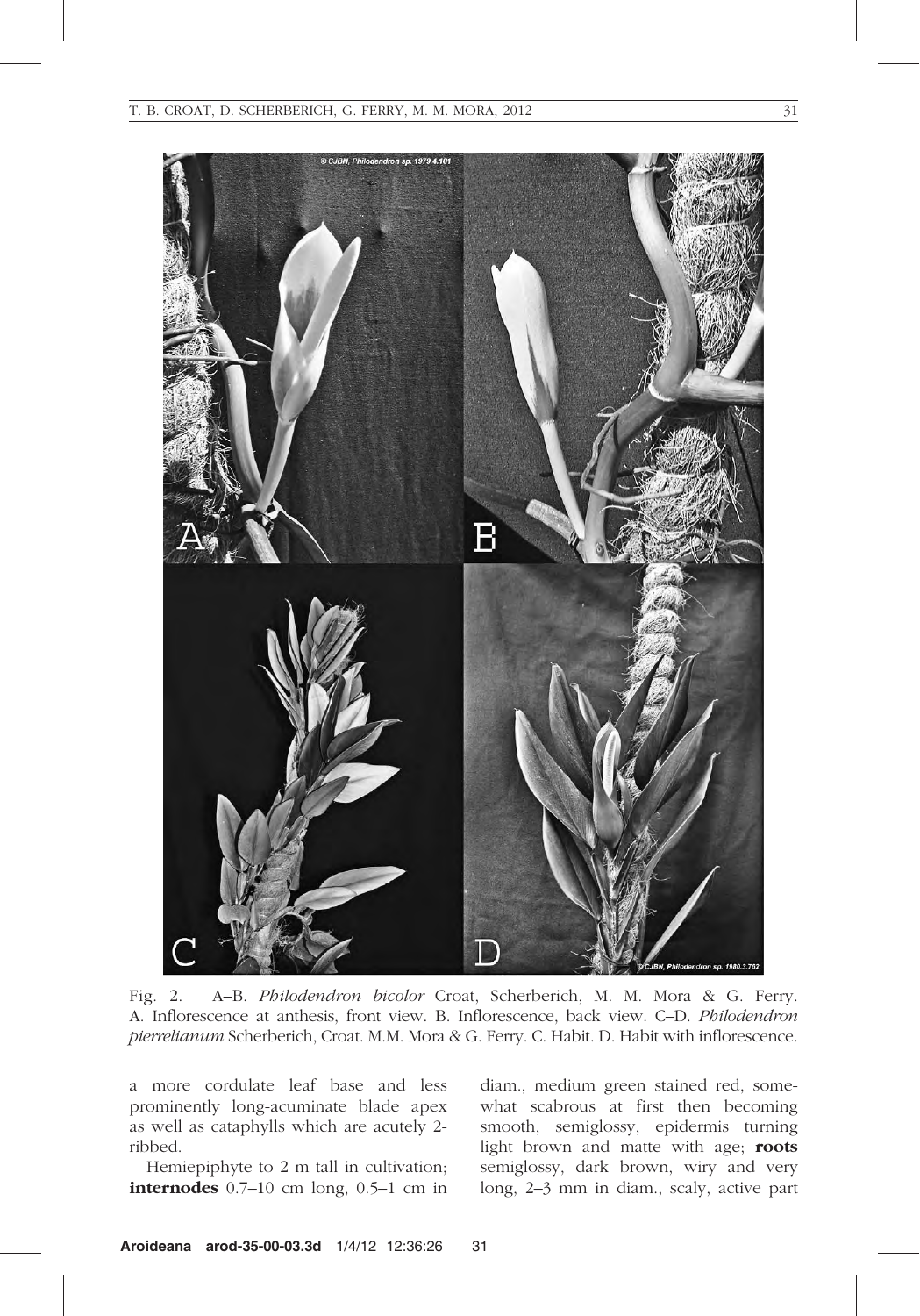Fig. 2. A–B. *Philodendron bicolor* Croat, Scherberich, M. M. Mora & G. Ferry. A. Inflorescence at anthesis, front view. B. Inflorescence, back view. C–D. *Philodendron pierrelianum* Scherberich, Croat. M.M. Mora & G. Ferry. C. Habit. D. Habit with inflorescence.

a more cordulate leaf base and less prominently long-acuminate blade apex as well as cataphylls which are acutely 2-ribbed.

Hemiepiphyte to 2 m tall in cultivation; **internodes** 0.7–10 cm long, 0.5–1 cm in diam., medium green stained red, somewhat scabrous at first then becoming smooth, semiglossy, epidermis turning light brown and matte with age; **roots** semiglossy, dark brown, wiry and very long, 2–3 mm in diam., scaly, active part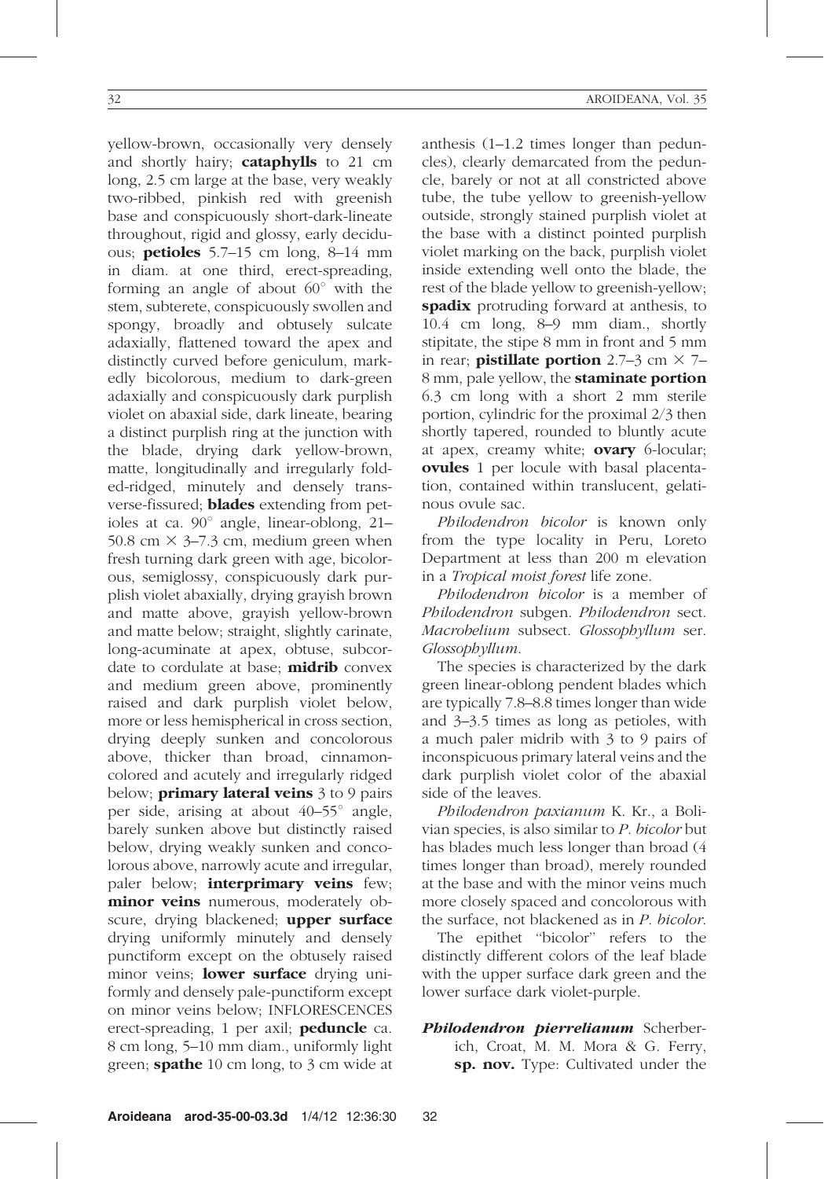yellow-brown, occasionally very densely and shortly hairy; **cataphylls** to 21 cm long, 2.5 cm large at the base, very weakly two-ribbed, pinkish red with greenish base and conspicuously short-dark-lineate throughout, rigid and glossy, early deciduous; **petioles** 5.7–15 cm long, 8–14 mm in diam. at one third, erect-spreading, forming an angle of about 60° with the stem, subterete, conspicuously swollen and spongy, broadly and obtusely sulcate adaxially, flattened toward the apex and distinctly curved before geniculum, markedly bicolorous, medium to dark-green adaxially and conspicuously dark purplish violet on abaxial side, dark lineate, bearing a distinct purplish ring at the junction with the blade, drying dark yellow-brown, matte, longitudinally and irregularly folded-ridged, minutely and densely transverse-fissured; **blades** extending from petioles at ca. 90° angle, linear-oblong, 21–50.8 cm × 3–7.3 cm, medium green when fresh turning dark green with age, bicolorous, semiglossy, conspicuously dark purplish violet abaxially, drying grayish brown and matte above, grayish yellow-brown and matte below; straight, slightly carinate, long-acuminate at apex, obtuse, subcordate to cordulate at base; **midrib** convex and medium green above, prominently raised and dark purplish violet below, more or less hemispherical in cross section, drying deeply sunken and concolorous above, thicker than broad, cinnamon-colored and acutely and irregularly ridged below; **primary lateral veins** 3 to 9 pairs per side, arising at about 40–55° angle, barely sunken above but distinctly raised below, drying weakly sunken and concolorous above, narrowly acute and irregular, paler below; **interprimary veins** few; **minor veins** numerous, moderately obscure, drying blackened; **upper surface** drying uniformly minutely and densely punctiform except on the obtusely raised minor veins; **lower surface** drying uniformly and densely pale-punctiform except on minor veins below; INFLORESCENCES erect-spreading, 1 per axil; **peduncle** ca. 8 cm long, 5–10 mm diam., uniformly light green; **spathe** 10 cm long, to 3 cm wide at anthesis (1–1.2 times longer than peduncles), clearly demarcated from the peduncle, barely or not at all constricted above tube, the tube yellow to greenish-yellow outside, strongly stained purplish violet at the base with a distinct pointed purplish violet marking on the back, purplish violet inside extending well onto the blade, the rest of the blade yellow to greenish-yellow; **spadix** protruding forward at anthesis, to 10.4 cm long, 8–9 mm diam., shortly stipitate, the stipe 8 mm in front and 5 mm in rear; **pistillate portion** 2.7–3 cm × 7–8 mm, pale yellow, the **staminate portion** 6.3 cm long with a short 2 mm sterile portion, cylindric for the proximal 2/3 then shortly tapered, rounded to bluntly acute at apex, creamy white; **ovary** 6-locular; **ovules** 1 per locule with basal placentation, contained within translucent, gelatinous ovule sac.

*Philodendron bicolor* is known only from the type locality in Peru, Loreto Department at less than 200 m elevation in a *Tropical moist forest* life zone.

*Philodendron bicolor* is a member of *Philodendron* subgen. *Philodendron* sect. *Macrobelium* subsect. *Glossophyllum* ser. *Glossophyllum*.

The species is characterized by the dark green linear-oblong pendent blades which are typically 7.8–8.8 times longer than wide and 3–3.5 times as long as petioles, with a much paler midrib with 3 to 9 pairs of inconspicuous primary lateral veins and the dark purplish violet color of the abaxial side of the leaves.

*Philodendron paxianum* K. Kr., a Bolivian species, is also similar to *P. bicolor* but has blades much less longer than broad (4 times longer than broad), merely rounded at the base and with the minor veins much more closely spaced and concolorous with the surface, not blackened as in *P. bicolor*.

The epithet "bicolor" refers to the distinctly different colors of the leaf blade with the upper surface dark green and the lower surface dark violet-purple.

***Philodendron pierrelianum*** Scherberich, Croat, M. M. Mora & G. Ferry, **sp. nov.** Type: Cultivated under the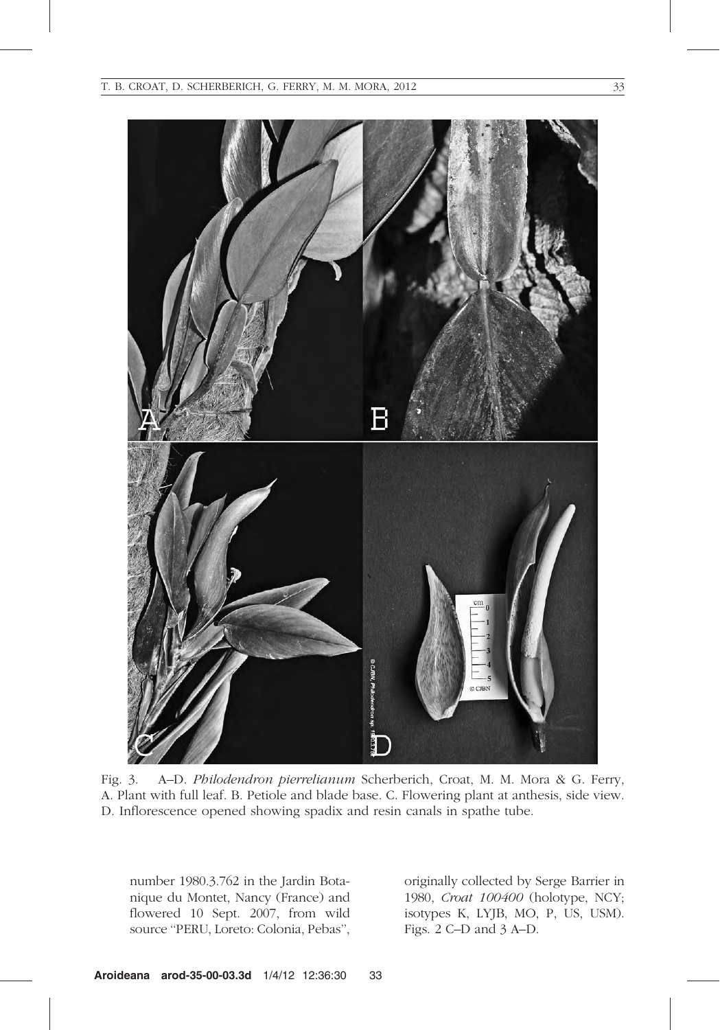Fig. 3. A–D. *Philodendron pierrelianum* Scherberich, Croat, M. M. Mora & G. Ferry, A. Plant with full leaf. B. Petiole and blade base. C. Flowering plant at anthesis, side view. D. Inflorescence opened showing spadix and resin canals in spathe tube.

number 1980.3.762 in the Jardin Botanique du Montet, Nancy (France) and flowered 10 Sept. 2007, from wild source ''PERU, Loreto: Colonia, Pebas'', originally collected by Serge Barrier in 1980, *Croat 100400* (holotype, NCY; isotypes K, LYJB, MO, P, US, USM). Figs. 2 C–D and 3 A–D.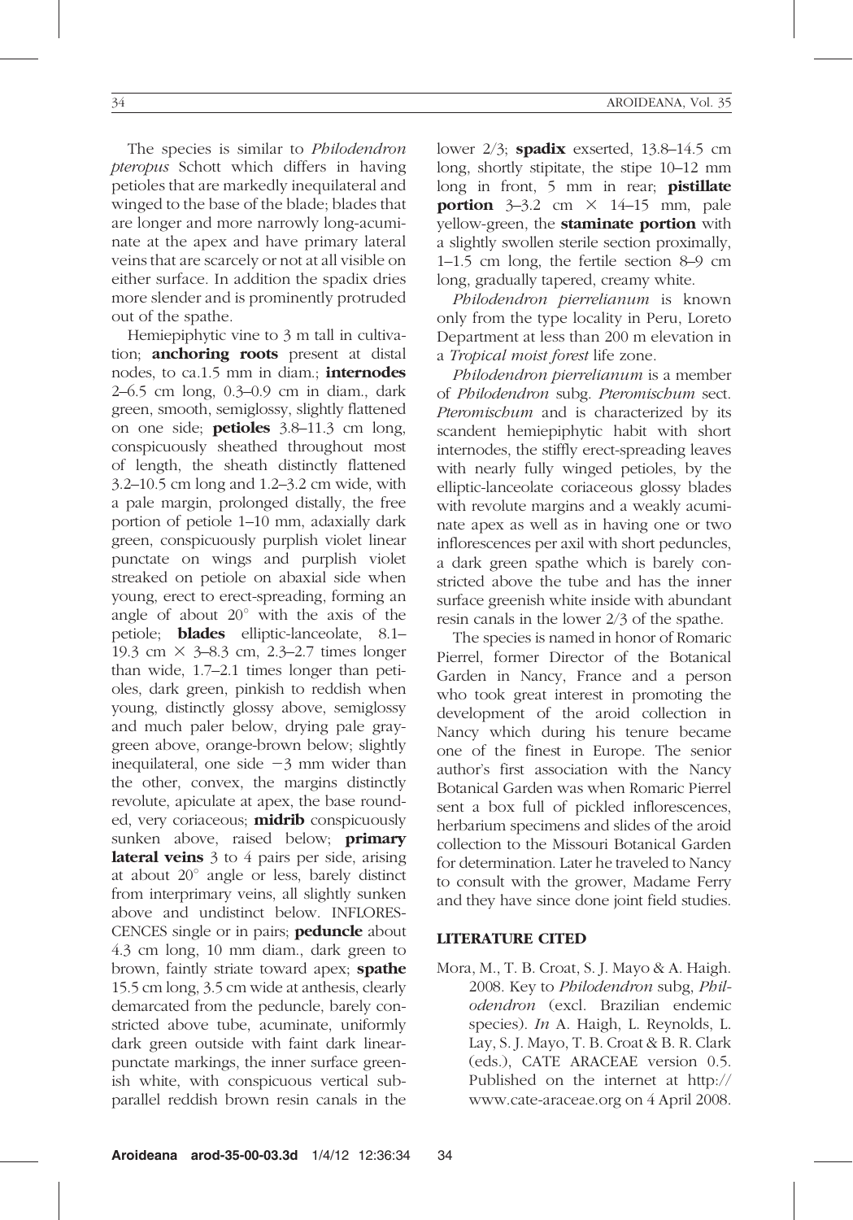The species is similar to *Philodendron pteropus* Schott which differs in having petioles that are markedly inequilateral and winged to the base of the blade; blades that are longer and more narrowly long-acuminate at the apex and have primary lateral veins that are scarcely or not at all visible on either surface. In addition the spadix dries more slender and is prominently protruded out of the spathe.

Hemiepiphytic vine to 3 m tall in cultivation; **anchoring roots** present at distal nodes, to ca.1.5 mm in diam.; **internodes** 2–6.5 cm long, 0.3–0.9 cm in diam., dark green, smooth, semiglossy, slightly flattened on one side; **petioles** 3.8–11.3 cm long, conspicuously sheathed throughout most of length, the sheath distinctly flattened 3.2–10.5 cm long and 1.2–3.2 cm wide, with a pale margin, prolonged distally, the free portion of petiole 1–10 mm, adaxially dark green, conspicuously purplish violet linear punctate on wings and purplish violet streaked on petiole on abaxial side when young, erect to erect-spreading, forming an angle of about 20° with the axis of the petiole; **blades** elliptic-lanceolate, 8.1–19.3 cm × 3–8.3 cm, 2.3–2.7 times longer than wide, 1.7–2.1 times longer than petioles, dark green, pinkish to reddish when young, distinctly glossy above, semiglossy and much paler below, drying pale gray-green above, orange-brown below; slightly inequilateral, one side −3 mm wider than the other, convex, the margins distinctly revolute, apiculate at apex, the base rounded, very coriaceous; **midrib** conspicuously sunken above, raised below; **primary lateral veins** 3 to 4 pairs per side, arising at about 20° angle or less, barely distinct from interprimary veins, all slightly sunken above and undistinct below. INFLORESCENCES single or in pairs; **peduncle** about 4.3 cm long, 10 mm diam., dark green to brown, faintly striate toward apex; **spathe** 15.5 cm long, 3.5 cm wide at anthesis, clearly demarcated from the peduncle, barely constricted above tube, acuminate, uniformly dark green outside with faint dark linear-punctate markings, the inner surface greenish white, with conspicuous vertical subparallel reddish brown resin canals in the lower 2/3; **spadix** exserted, 13.8–14.5 cm long, shortly stipitate, the stipe 10–12 mm long in front, 5 mm in rear; **pistillate portion** 3–3.2 cm × 14–15 mm, pale yellow-green, the **staminate portion** with a slightly swollen sterile section proximally, 1–1.5 cm long, the fertile section 8–9 cm long, gradually tapered, creamy white.

*Philodendron pierrelianum* is known only from the type locality in Peru, Loreto Department at less than 200 m elevation in a *Tropical moist forest* life zone.

*Philodendron pierrelianum* is a member of *Philodendron* subg. *Pteromischum* sect. *Pteromischum* and is characterized by its scandent hemiepiphytic habit with short internodes, the stiffly erect-spreading leaves with nearly fully winged petioles, by the elliptic-lanceolate coriaceous glossy blades with revolute margins and a weakly acuminate apex as well as in having one or two inflorescences per axil with short peduncles, a dark green spathe which is barely constricted above the tube and has the inner surface greenish white inside with abundant resin canals in the lower 2/3 of the spathe.

The species is named in honor of Romaric Pierrel, former Director of the Botanical Garden in Nancy, France and a person who took great interest in promoting the development of the aroid collection in Nancy which during his tenure became one of the finest in Europe. The senior author's first association with the Nancy Botanical Garden was when Romaric Pierrel sent a box full of pickled inflorescences, herbarium specimens and slides of the aroid collection to the Missouri Botanical Garden for determination. Later he traveled to Nancy to consult with the grower, Madame Ferry and they have since done joint field studies.

## LITERATURE CITED

Mora, M., T. B. Croat, S. J. Mayo & A. Haigh. 2008. Key to *Philodendron* subg, *Philodendron* (excl. Brazilian endemic species). *In* A. Haigh, L. Reynolds, L. Lay, S. J. Mayo, T. B. Croat & B. R. Clark (eds.), CATE ARACEAE version 0.5. Published on the internet at http://www.cate-araceae.org on 4 April 2008.